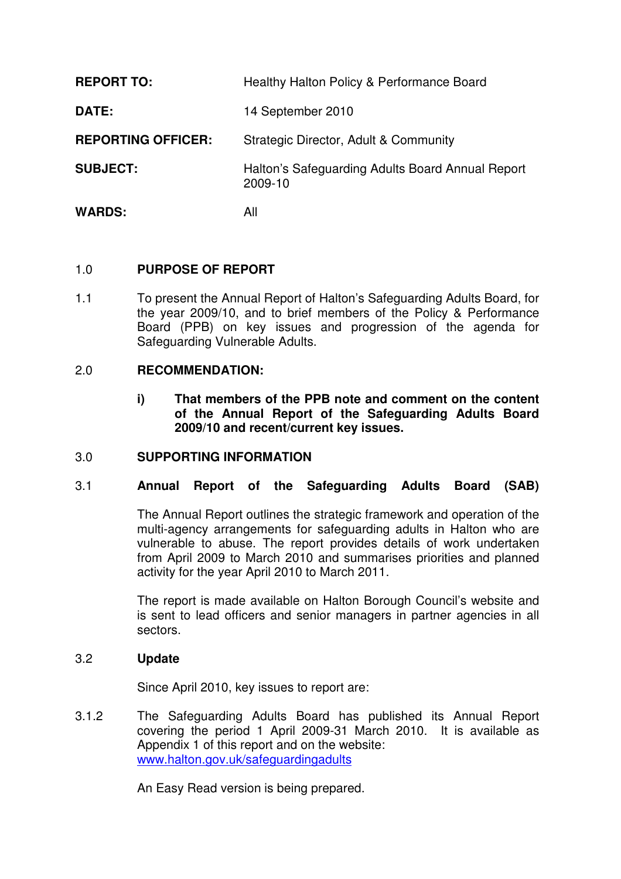| | |
|---|---|
| **REPORT TO:** | Healthy Halton Policy & Performance Board |
| **DATE:** | 14 September 2010 |
| **REPORTING OFFICER:** | Strategic Director, Adult & Community |
| **SUBJECT:** | Halton's Safeguarding Adults Board Annual Report 2009-10 |
| **WARDS:** | All |

## 1.0 PURPOSE OF REPORT

1.1 To present the Annual Report of Halton's Safeguarding Adults Board, for the year 2009/10, and to brief members of the Policy & Performance Board (PPB) on key issues and progression of the agenda for Safeguarding Vulnerable Adults.

## 2.0 RECOMMENDATION:

**i) That members of the PPB note and comment on the content of the Annual Report of the Safeguarding Adults Board 2009/10 and recent/current key issues.**

## 3.0 SUPPORTING INFORMATION

### 3.1 Annual Report of the Safeguarding Adults Board (SAB)

The Annual Report outlines the strategic framework and operation of the multi-agency arrangements for safeguarding adults in Halton who are vulnerable to abuse. The report provides details of work undertaken from April 2009 to March 2010 and summarises priorities and planned activity for the year April 2010 to March 2011.

The report is made available on Halton Borough Council's website and is sent to lead officers and senior managers in partner agencies in all sectors.

### 3.2 Update

Since April 2010, key issues to report are:

3.1.2 The Safeguarding Adults Board has published its Annual Report covering the period 1 April 2009-31 March 2010. It is available as Appendix 1 of this report and on the website: www.halton.gov.uk/safeguardingadults

An Easy Read version is being prepared.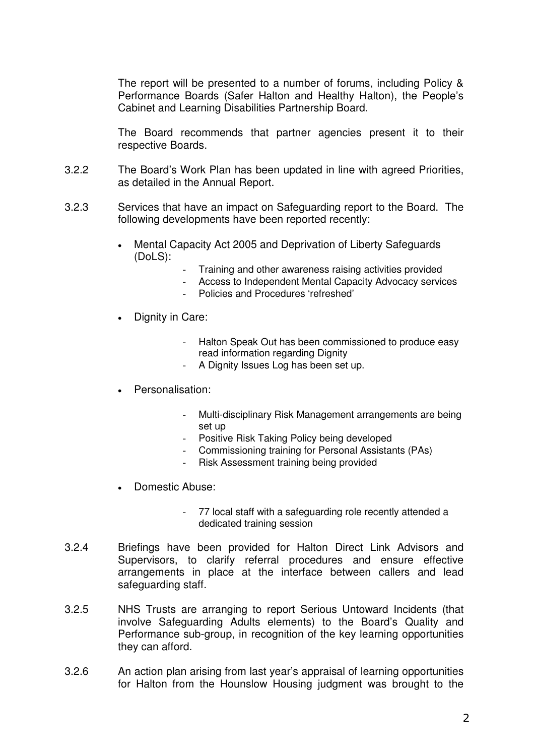The report will be presented to a number of forums, including Policy & Performance Boards (Safer Halton and Healthy Halton), the People's Cabinet and Learning Disabilities Partnership Board.

The Board recommends that partner agencies present it to their respective Boards.

3.2.2 The Board's Work Plan has been updated in line with agreed Priorities, as detailed in the Annual Report.

3.2.3 Services that have an impact on Safeguarding report to the Board. The following developments have been reported recently:

- Mental Capacity Act 2005 and Deprivation of Liberty Safeguards (DoLS):
  - Training and other awareness raising activities provided
  - Access to Independent Mental Capacity Advocacy services
  - Policies and Procedures 'refreshed'
- Dignity in Care:
  - Halton Speak Out has been commissioned to produce easy read information regarding Dignity
  - A Dignity Issues Log has been set up.
- Personalisation:
  - Multi-disciplinary Risk Management arrangements are being set up
  - Positive Risk Taking Policy being developed
  - Commissioning training for Personal Assistants (PAs)
  - Risk Assessment training being provided
- Domestic Abuse:
  - 77 local staff with a safeguarding role recently attended a dedicated training session

3.2.4 Briefings have been provided for Halton Direct Link Advisors and Supervisors, to clarify referral procedures and ensure effective arrangements in place at the interface between callers and lead safeguarding staff.

3.2.5 NHS Trusts are arranging to report Serious Untoward Incidents (that involve Safeguarding Adults elements) to the Board's Quality and Performance sub-group, in recognition of the key learning opportunities they can afford.

3.2.6 An action plan arising from last year's appraisal of learning opportunities for Halton from the Hounslow Housing judgment was brought to the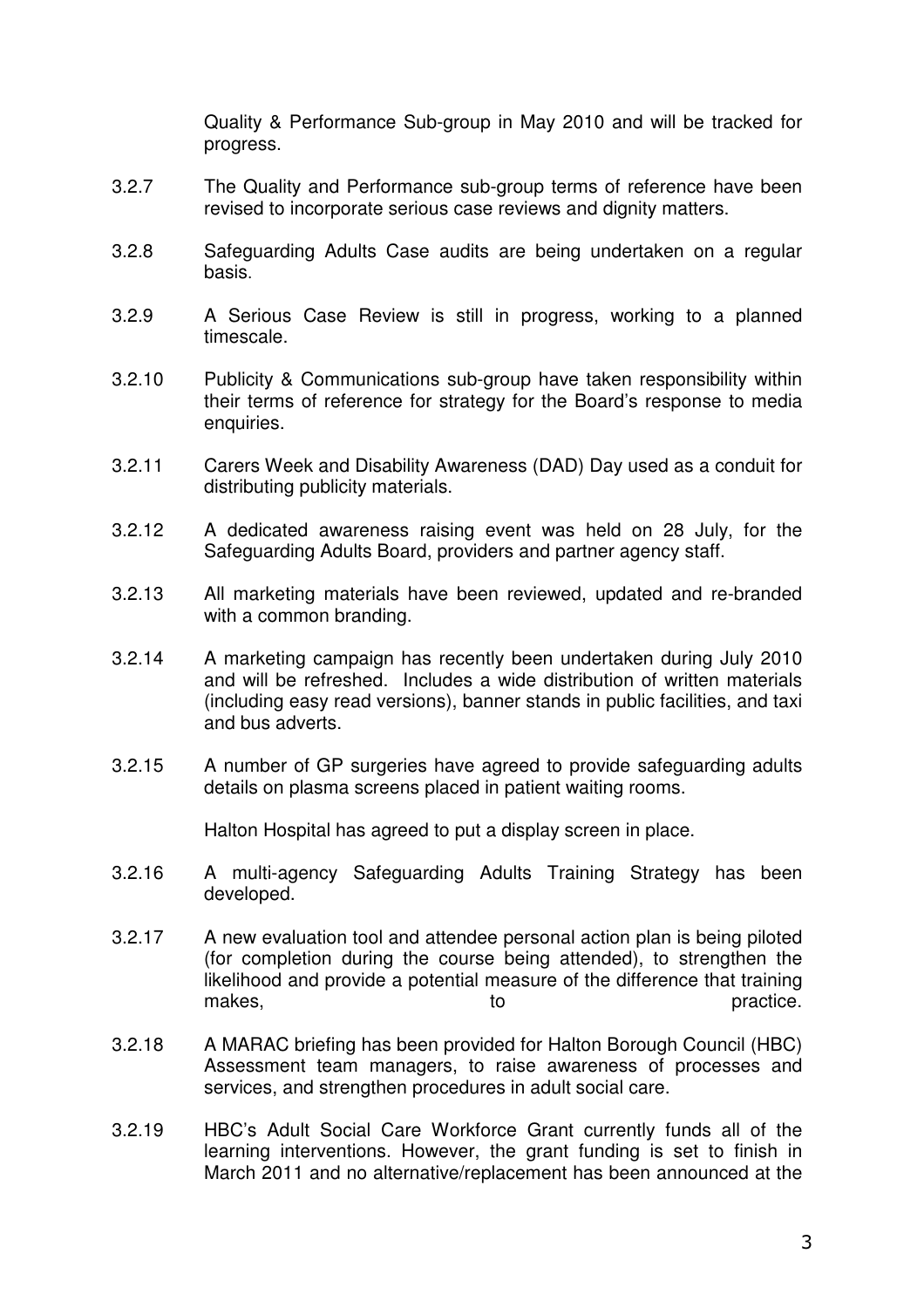Quality & Performance Sub-group in May 2010 and will be tracked for progress.

3.2.7 The Quality and Performance sub-group terms of reference have been revised to incorporate serious case reviews and dignity matters.

3.2.8 Safeguarding Adults Case audits are being undertaken on a regular basis.

3.2.9 A Serious Case Review is still in progress, working to a planned timescale.

3.2.10 Publicity & Communications sub-group have taken responsibility within their terms of reference for strategy for the Board's response to media enquiries.

3.2.11 Carers Week and Disability Awareness (DAD) Day used as a conduit for distributing publicity materials.

3.2.12 A dedicated awareness raising event was held on 28 July, for the Safeguarding Adults Board, providers and partner agency staff.

3.2.13 All marketing materials have been reviewed, updated and re-branded with a common branding.

3.2.14 A marketing campaign has recently been undertaken during July 2010 and will be refreshed. Includes a wide distribution of written materials (including easy read versions), banner stands in public facilities, and taxi and bus adverts.

3.2.15 A number of GP surgeries have agreed to provide safeguarding adults details on plasma screens placed in patient waiting rooms.

Halton Hospital has agreed to put a display screen in place.

3.2.16 A multi-agency Safeguarding Adults Training Strategy has been developed.

3.2.17 A new evaluation tool and attendee personal action plan is being piloted (for completion during the course being attended), to strengthen the likelihood and provide a potential measure of the difference that training makes, to practice.

3.2.18 A MARAC briefing has been provided for Halton Borough Council (HBC) Assessment team managers, to raise awareness of processes and services, and strengthen procedures in adult social care.

3.2.19 HBC's Adult Social Care Workforce Grant currently funds all of the learning interventions. However, the grant funding is set to finish in March 2011 and no alternative/replacement has been announced at the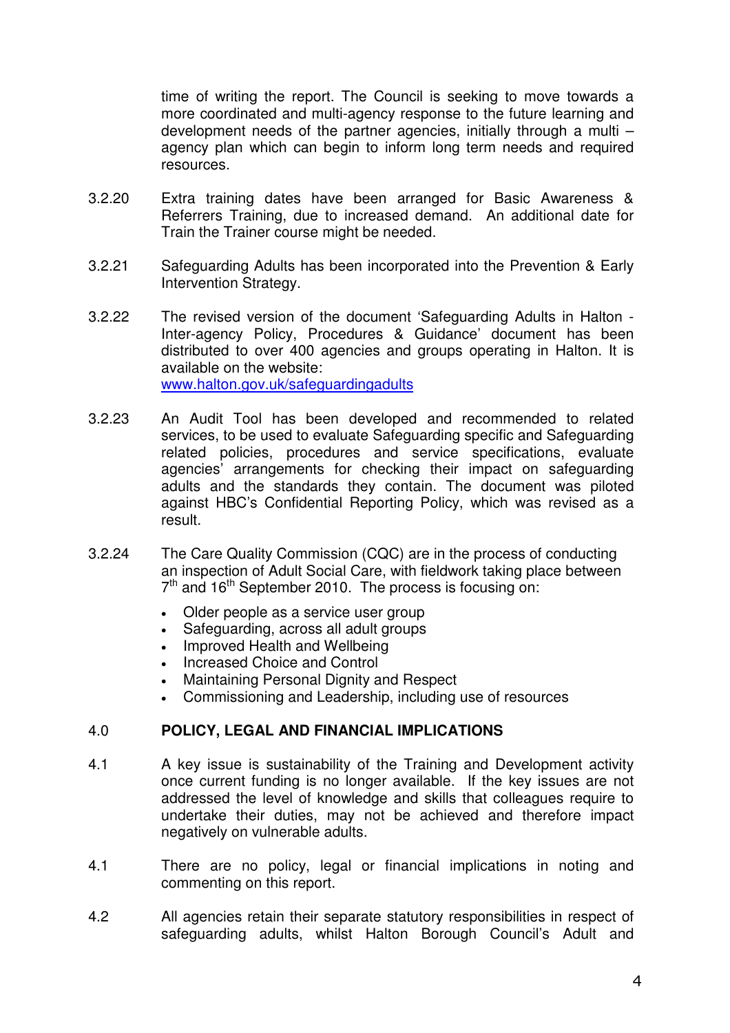time of writing the report. The Council is seeking to move towards a more coordinated and multi-agency response to the future learning and development needs of the partner agencies, initially through a multi – agency plan which can begin to inform long term needs and required resources.

3.2.20 Extra training dates have been arranged for Basic Awareness & Referrers Training, due to increased demand. An additional date for Train the Trainer course might be needed.

3.2.21 Safeguarding Adults has been incorporated into the Prevention & Early Intervention Strategy.

3.2.22 The revised version of the document 'Safeguarding Adults in Halton - Inter-agency Policy, Procedures & Guidance' document has been distributed to over 400 agencies and groups operating in Halton. It is available on the website: www.halton.gov.uk/safeguardingadults

3.2.23 An Audit Tool has been developed and recommended to related services, to be used to evaluate Safeguarding specific and Safeguarding related policies, procedures and service specifications, evaluate agencies' arrangements for checking their impact on safeguarding adults and the standards they contain. The document was piloted against HBC's Confidential Reporting Policy, which was revised as a result.

3.2.24 The Care Quality Commission (CQC) are in the process of conducting an inspection of Adult Social Care, with fieldwork taking place between 7th and 16th September 2010. The process is focusing on:

- Older people as a service user group
- Safeguarding, across all adult groups
- Improved Health and Wellbeing
- Increased Choice and Control
- Maintaining Personal Dignity and Respect
- Commissioning and Leadership, including use of resources

## 4.0 POLICY, LEGAL AND FINANCIAL IMPLICATIONS

4.1 A key issue is sustainability of the Training and Development activity once current funding is no longer available. If the key issues are not addressed the level of knowledge and skills that colleagues require to undertake their duties, may not be achieved and therefore impact negatively on vulnerable adults.

4.1 There are no policy, legal or financial implications in noting and commenting on this report.

4.2 All agencies retain their separate statutory responsibilities in respect of safeguarding adults, whilst Halton Borough Council's Adult and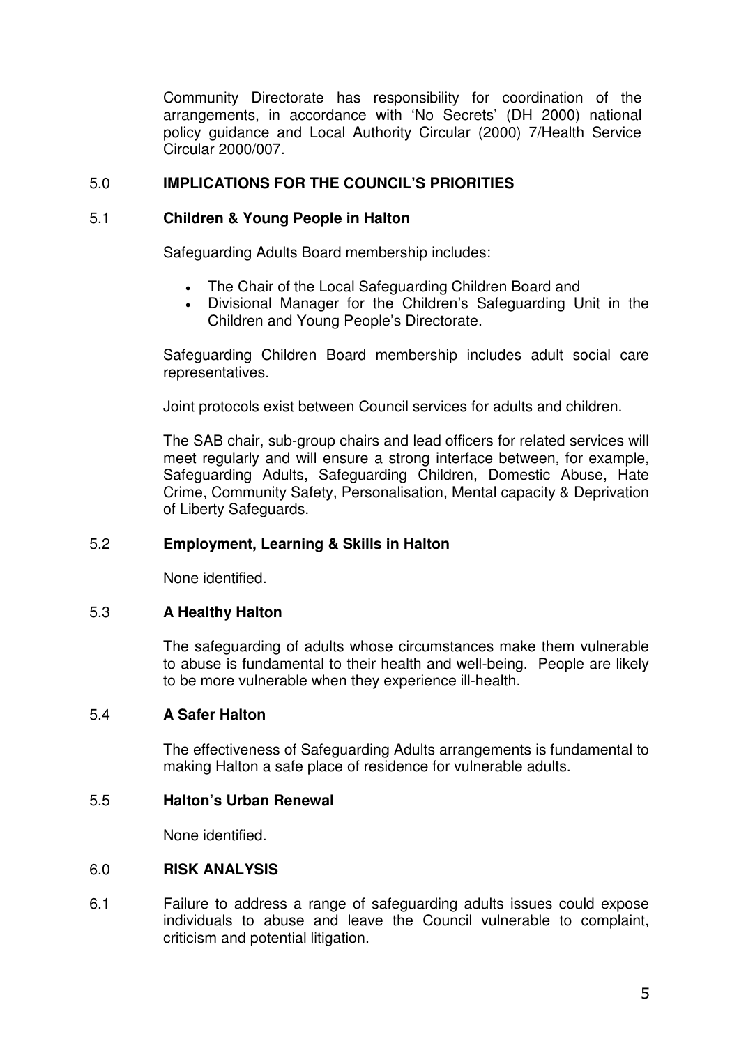Community Directorate has responsibility for coordination of the arrangements, in accordance with 'No Secrets' (DH 2000) national policy guidance and Local Authority Circular (2000) 7/Health Service Circular 2000/007.

## 5.0 IMPLICATIONS FOR THE COUNCIL'S PRIORITIES

### 5.1 Children & Young People in Halton

Safeguarding Adults Board membership includes:

- The Chair of the Local Safeguarding Children Board and
- Divisional Manager for the Children's Safeguarding Unit in the Children and Young People's Directorate.

Safeguarding Children Board membership includes adult social care representatives.

Joint protocols exist between Council services for adults and children.

The SAB chair, sub-group chairs and lead officers for related services will meet regularly and will ensure a strong interface between, for example, Safeguarding Adults, Safeguarding Children, Domestic Abuse, Hate Crime, Community Safety, Personalisation, Mental capacity & Deprivation of Liberty Safeguards.

### 5.2 Employment, Learning & Skills in Halton

None identified.

### 5.3 A Healthy Halton

The safeguarding of adults whose circumstances make them vulnerable to abuse is fundamental to their health and well-being. People are likely to be more vulnerable when they experience ill-health.

### 5.4 A Safer Halton

The effectiveness of Safeguarding Adults arrangements is fundamental to making Halton a safe place of residence for vulnerable adults.

### 5.5 Halton's Urban Renewal

None identified.

## 6.0 RISK ANALYSIS

6.1 Failure to address a range of safeguarding adults issues could expose individuals to abuse and leave the Council vulnerable to complaint, criticism and potential litigation.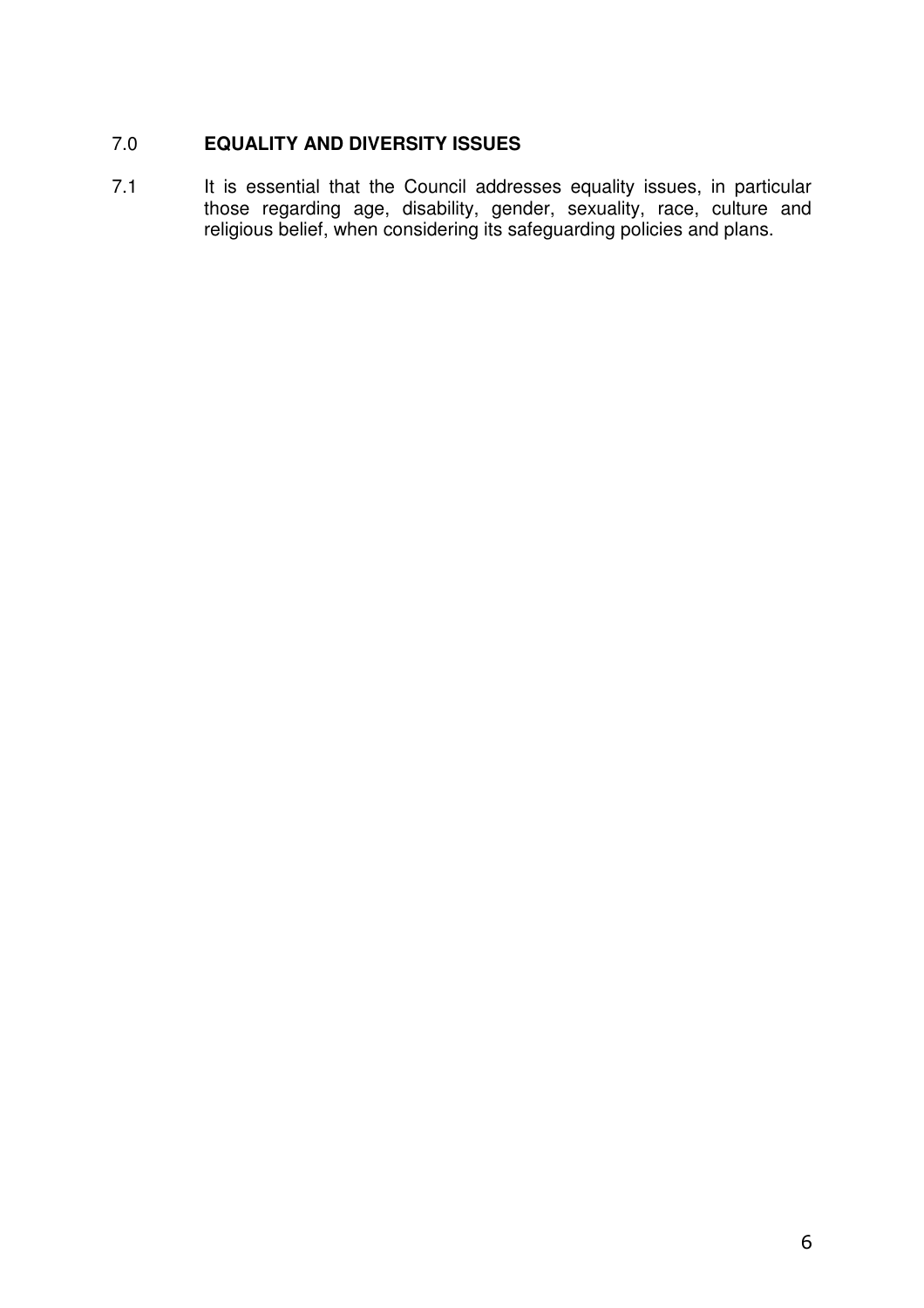## 7.0 EQUALITY AND DIVERSITY ISSUES

7.1 It is essential that the Council addresses equality issues, in particular those regarding age, disability, gender, sexuality, race, culture and religious belief, when considering its safeguarding policies and plans.